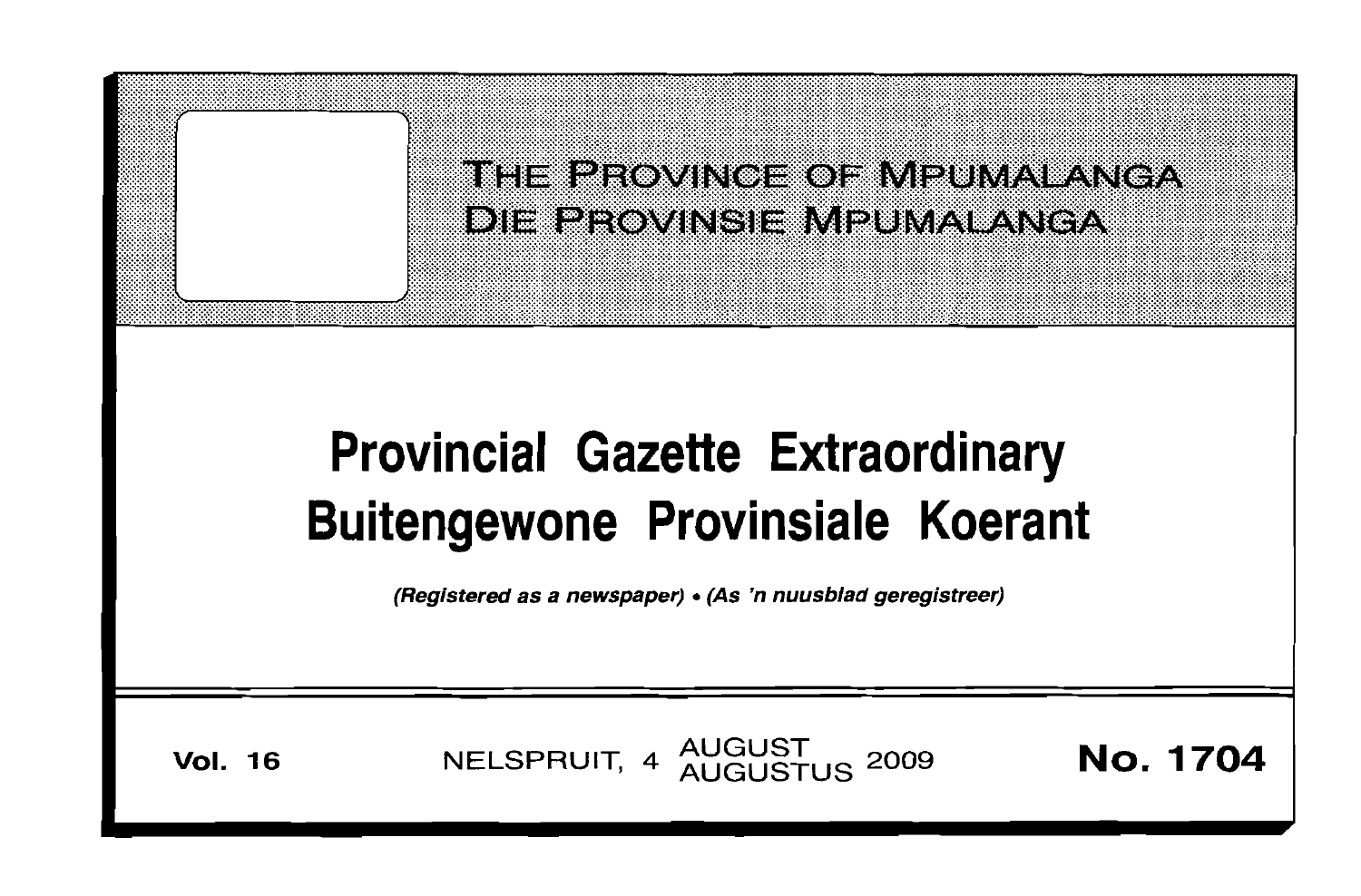THE PROVINCE OF MPUMALANGA
DIE PROVINSIE MPUMALANGA

# Provincial Gazette Extraordinary
# Buitengewone Provinsiale Koerant

*(Registered as a newspaper) • (As 'n nuusblad geregistreer)*

**Vol. 16** NELSPRUIT, 4 AUGUST AUGUSTUS 2009 **No. 1704**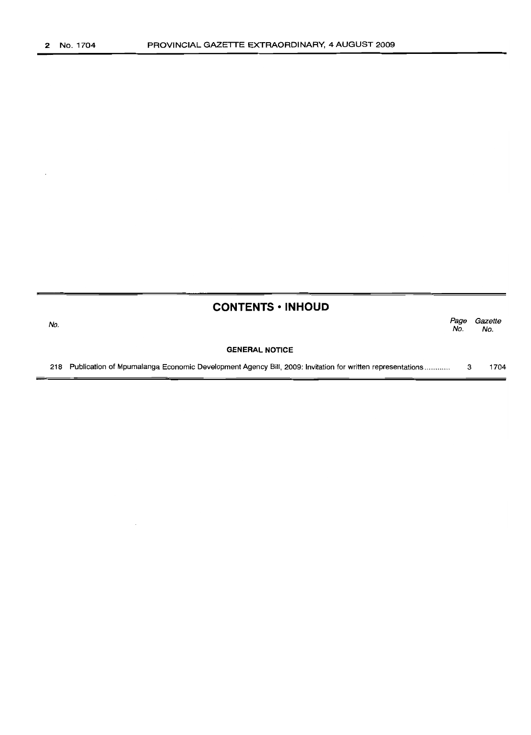## CONTENTS • INHOUD

| No. | | Page No. | Gazette No. |
|---|---|---|---|
| | **GENERAL NOTICE** | | |
| 218 | Publication of Mpumalanga Economic Development Agency Bill, 2009: Invitation for written representations............ | 3 | 1704 |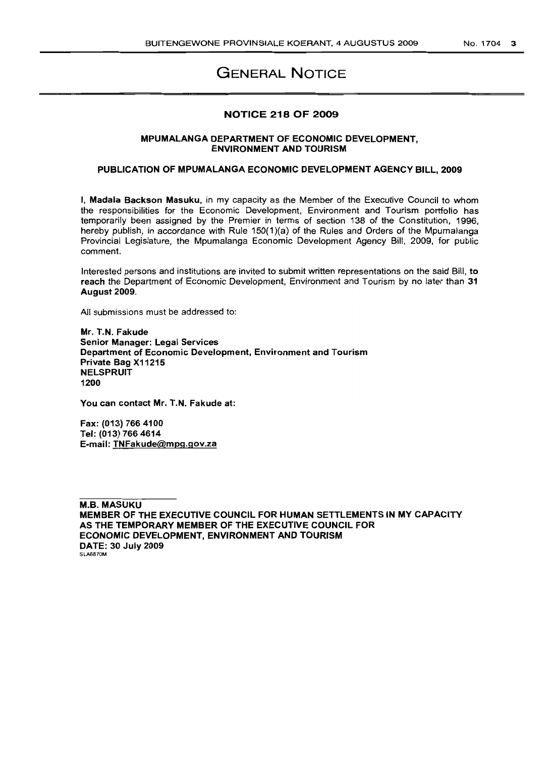# GENERAL NOTICE

## NOTICE 218 OF 2009

### MPUMALANGA DEPARTMENT OF ECONOMIC DEVELOPMENT, ENVIRONMENT AND TOURISM

### PUBLICATION OF MPUMALANGA ECONOMIC DEVELOPMENT AGENCY BILL, 2009

I, **Madala Backson Masuku**, in my capacity as the Member of the Executive Council to whom the responsibilities for the Economic Development, Environment and Tourism portfolio has temporarily been assigned by the Premier in terms of section 138 of the Constitution, 1996, hereby publish, in accordance with Rule 150(1)(a) of the Rules and Orders of the Mpumalanga Provincial Legislature, the Mpumalanga Economic Development Agency Bill, 2009, for public comment.

Interested persons and institutions are invited to submit written representations on the said Bill, **to reach** the Department of Economic Development, Environment and Tourism by no later than **31 August 2009**.

All submissions must be addressed to:

**Mr. T.N. Fakude**
**Senior Manager: Legal Services**
**Department of Economic Development, Environment and Tourism**
**Private Bag X11215**
**NELSPRUIT**
**1200**

**You can contact Mr. T.N. Fakude at:**

**Fax: (013) 766 4100**
**Tel: (013) 766 4614**
**E-mail: TNFakude@mpg.gov.za**

**M.B. MASUKU**
**MEMBER OF THE EXECUTIVE COUNCIL FOR HUMAN SETTLEMENTS IN MY CAPACITY AS THE TEMPORARY MEMBER OF THE EXECUTIVE COUNCIL FOR ECONOMIC DEVELOPMENT, ENVIRONMENT AND TOURISM**
**DATE: 30 July 2009**
SLA6870M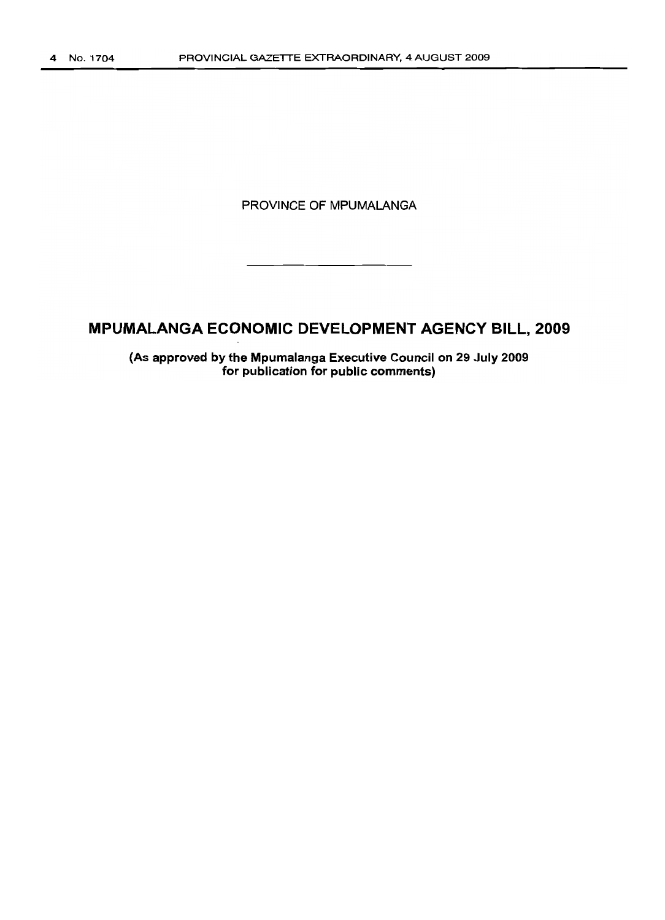PROVINCE OF MPUMALANGA

---

# MPUMALANGA ECONOMIC DEVELOPMENT AGENCY BILL, 2009

**(As approved by the Mpumalanga Executive Council on 29 July 2009 for publication for public comments)**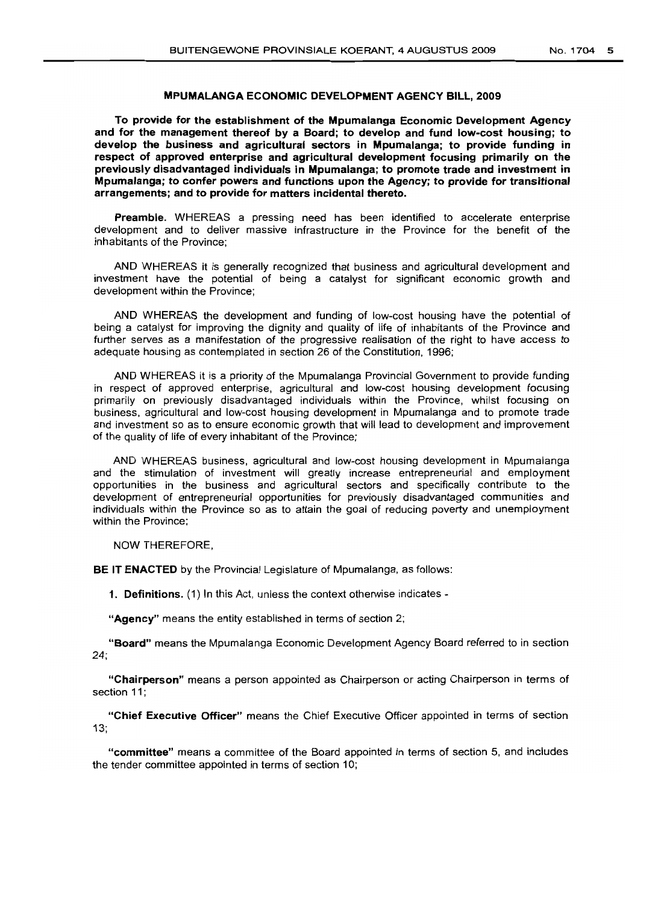## MPUMALANGA ECONOMIC DEVELOPMENT AGENCY BILL, 2009

**To provide for the establishment of the Mpumalanga Economic Development Agency and for the management thereof by a Board; to develop and fund low-cost housing; to develop the business and agricultural sectors in Mpumalanga; to provide funding in respect of approved enterprise and agricultural development focusing primarily on the previously disadvantaged individuals in Mpumalanga; to promote trade and investment in Mpumalanga; to confer powers and functions upon the Agency; to provide for transitional arrangements; and to provide for matters incidental thereto.**

**Preamble.** WHEREAS a pressing need has been identified to accelerate enterprise development and to deliver massive infrastructure in the Province for the benefit of the inhabitants of the Province;

AND WHEREAS it is generally recognized that business and agricultural development and investment have the potential of being a catalyst for significant economic growth and development within the Province;

AND WHEREAS the development and funding of low-cost housing have the potential of being a catalyst for improving the dignity and quality of life of inhabitants of the Province and further serves as a manifestation of the progressive realisation of the right to have access to adequate housing as contemplated in section 26 of the Constitution, 1996;

AND WHEREAS it is a priority of the Mpumalanga Provincial Government to provide funding in respect of approved enterprise, agricultural and low-cost housing development focusing primarily on previously disadvantaged individuals within the Province, whilst focusing on business, agricultural and low-cost housing development in Mpumalanga and to promote trade and investment so as to ensure economic growth that will lead to development and improvement of the quality of life of every inhabitant of the Province;

AND WHEREAS business, agricultural and low-cost housing development in Mpumalanga and the stimulation of investment will greatly increase entrepreneurial and employment opportunities in the business and agricultural sectors and specifically contribute to the development of entrepreneurial opportunities for previously disadvantaged communities and individuals within the Province so as to attain the goal of reducing poverty and unemployment within the Province;

NOW THEREFORE,

**BE IT ENACTED** by the Provincial Legislature of Mpumalanga, as follows:

**1. Definitions.** (1) In this Act, unless the context otherwise indicates -

**"Agency"** means the entity established in terms of section 2;

**"Board"** means the Mpumalanga Economic Development Agency Board referred to in section 24;

**"Chairperson"** means a person appointed as Chairperson or acting Chairperson in terms of section 11;

**"Chief Executive Officer"** means the Chief Executive Officer appointed in terms of section 13;

**"committee"** means a committee of the Board appointed in terms of section 5, and includes the tender committee appointed in terms of section 10;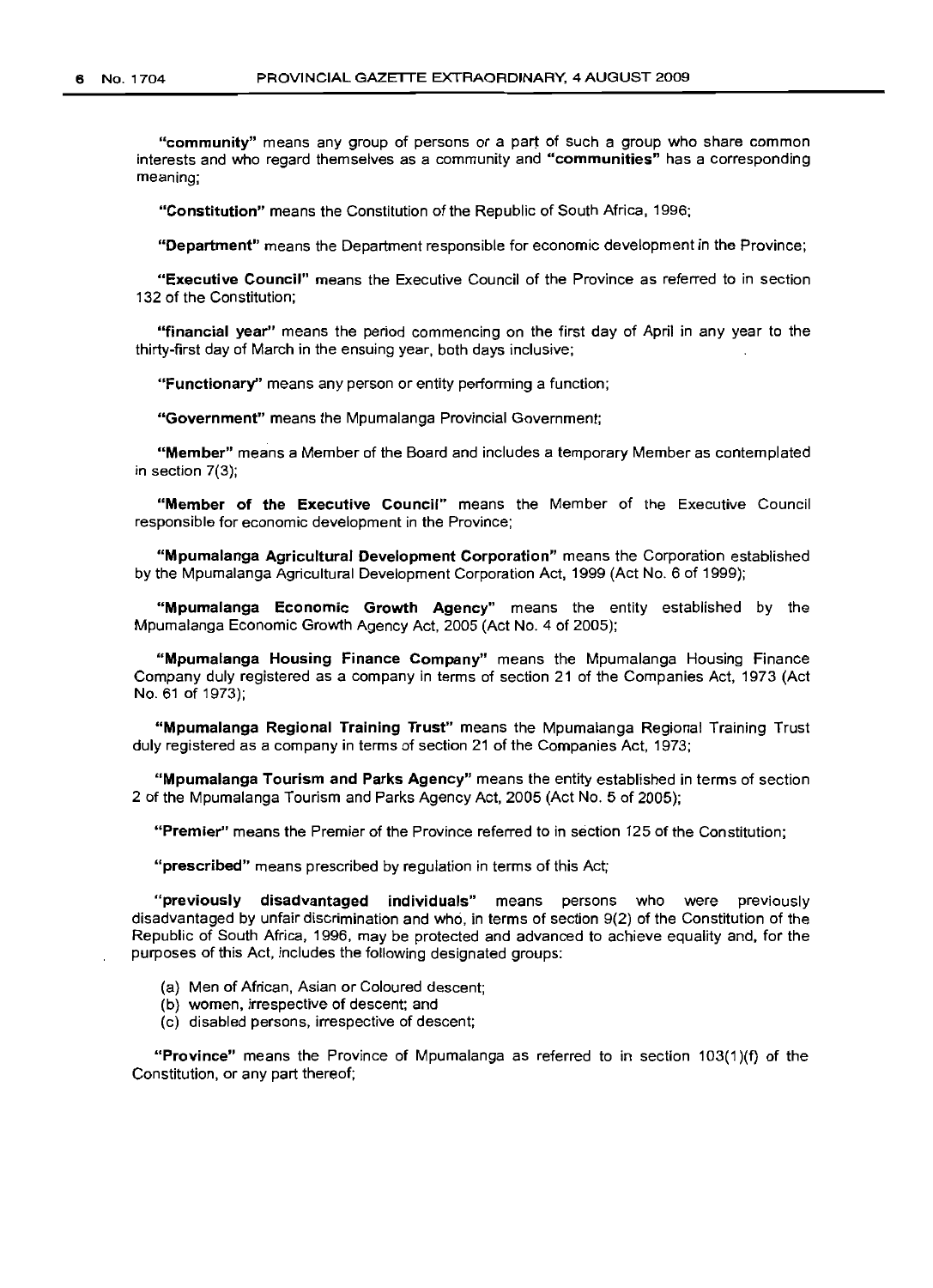**"community"** means any group of persons or a part of such a group who share common interests and who regard themselves as a community and **"communities"** has a corresponding meaning;

**"Constitution"** means the Constitution of the Republic of South Africa, 1996;

**"Department"** means the Department responsible for economic development in the Province;

**"Executive Council"** means the Executive Council of the Province as referred to in section 132 of the Constitution;

**"financial year"** means the period commencing on the first day of April in any year to the thirty-first day of March in the ensuing year, both days inclusive;

**"Functionary"** means any person or entity performing a function;

**"Government"** means the Mpumalanga Provincial Government;

**"Member"** means a Member of the Board and includes a temporary Member as contemplated in section 7(3);

**"Member of the Executive Council"** means the Member of the Executive Council responsible for economic development in the Province;

**"Mpumalanga Agricultural Development Corporation"** means the Corporation established by the Mpumalanga Agricultural Development Corporation Act, 1999 (Act No. 6 of 1999);

**"Mpumalanga Economic Growth Agency"** means the entity established by the Mpumalanga Economic Growth Agency Act, 2005 (Act No. 4 of 2005);

**"Mpumalanga Housing Finance Company"** means the Mpumalanga Housing Finance Company duly registered as a company in terms of section 21 of the Companies Act, 1973 (Act No. 61 of 1973);

**"Mpumalanga Regional Training Trust"** means the Mpumalanga Regional Training Trust duly registered as a company in terms of section 21 of the Companies Act, 1973;

**"Mpumalanga Tourism and Parks Agency"** means the entity established in terms of section 2 of the Mpumalanga Tourism and Parks Agency Act, 2005 (Act No. 5 of 2005);

**"Premier"** means the Premier of the Province referred to in section 125 of the Constitution;

**"prescribed"** means prescribed by regulation in terms of this Act;

**"previously disadvantaged individuals"** means persons who were previously disadvantaged by unfair discrimination and who, in terms of section 9(2) of the Constitution of the Republic of South Africa, 1996, may be protected and advanced to achieve equality and, for the purposes of this Act, includes the following designated groups:

(a) Men of African, Asian or Coloured descent;
(b) women, irrespective of descent; and
(c) disabled persons, irrespective of descent;

**"Province"** means the Province of Mpumalanga as referred to in section 103(1)(f) of the Constitution, or any part thereof;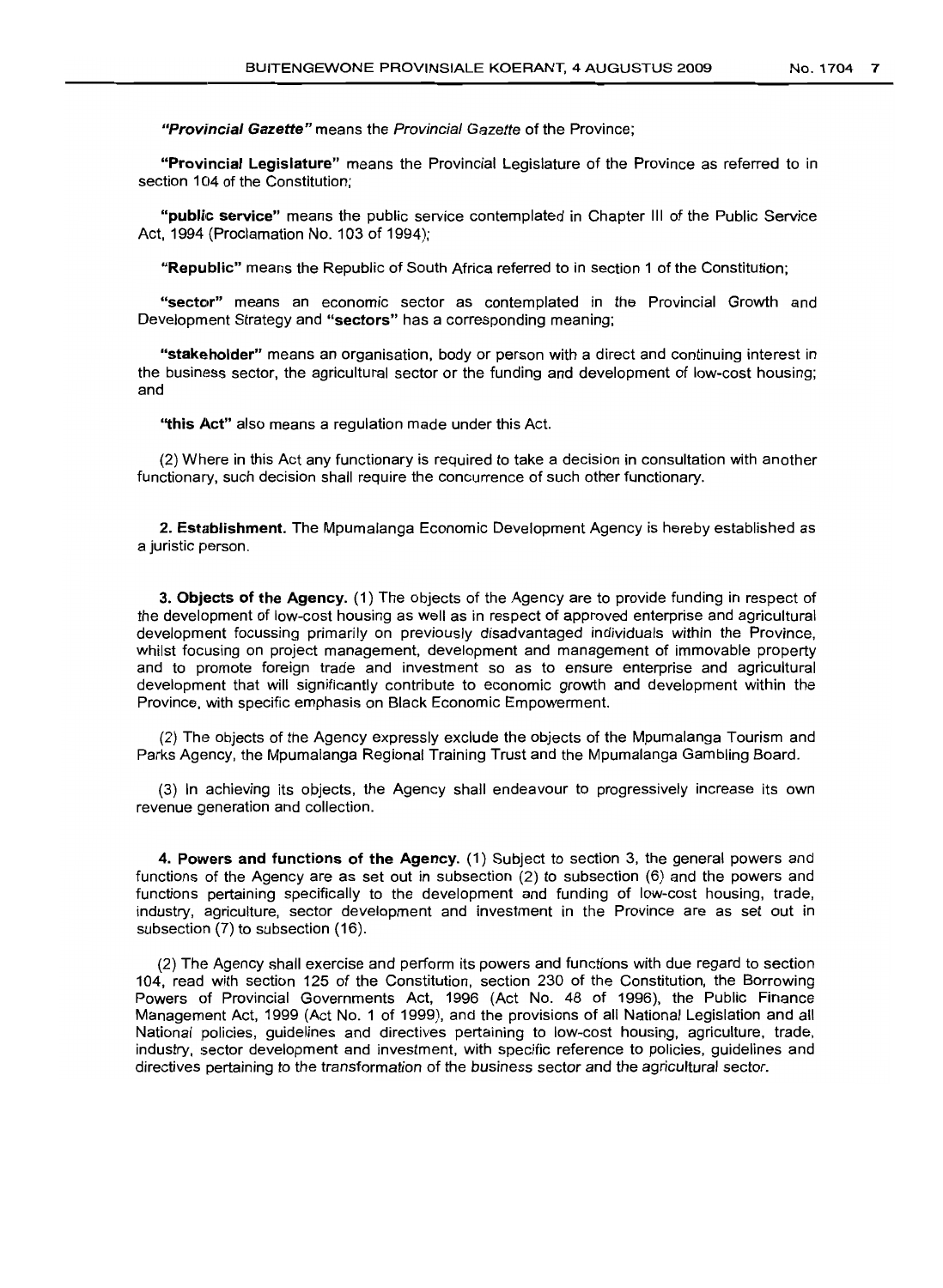***"Provincial Gazette"*** means the *Provincial Gazette* of the Province;

**"Provincial Legislature"** means the Provincial Legislature of the Province as referred to in section 104 of the Constitution;

**"public service"** means the public service contemplated in Chapter III of the Public Service Act, 1994 (Proclamation No. 103 of 1994);

**"Republic"** means the Republic of South Africa referred to in section 1 of the Constitution;

**"sector"** means an economic sector as contemplated in the Provincial Growth and Development Strategy and **"sectors"** has a corresponding meaning;

**"stakeholder"** means an organisation, body or person with a direct and continuing interest in the business sector, the agricultural sector or the funding and development of low-cost housing; and

**"this Act"** also means a regulation made under this Act.

(2) Where in this Act any functionary is required to take a decision in consultation with another functionary, such decision shall require the concurrence of such other functionary.

**2. Establishment.** The Mpumalanga Economic Development Agency is hereby established as a juristic person.

**3. Objects of the Agency.** (1) The objects of the Agency are to provide funding in respect of the development of low-cost housing as well as in respect of approved enterprise and agricultural development focussing primarily on previously disadvantaged individuals within the Province, whilst focusing on project management, development and management of immovable property and to promote foreign trade and investment so as to ensure enterprise and agricultural development that will significantly contribute to economic growth and development within the Province, with specific emphasis on Black Economic Empowerment.

(2) The objects of the Agency expressly exclude the objects of the Mpumalanga Tourism and Parks Agency, the Mpumalanga Regional Training Trust and the Mpumalanga Gambling Board.

(3) In achieving its objects, the Agency shall endeavour to progressively increase its own revenue generation and collection.

**4. Powers and functions of the Agency.** (1) Subject to section 3, the general powers and functions of the Agency are as set out in subsection (2) to subsection (6) and the powers and functions pertaining specifically to the development and funding of low-cost housing, trade, industry, agriculture, sector development and investment in the Province are as set out in subsection (7) to subsection (16).

(2) The Agency shall exercise and perform its powers and functions with due regard to section 104, read with section 125 of the Constitution, section 230 of the Constitution, the Borrowing Powers of Provincial Governments Act, 1996 (Act No. 48 of 1996), the Public Finance Management Act, 1999 (Act No. 1 of 1999), and the provisions of all National Legislation and all National policies, guidelines and directives pertaining to low-cost housing, agriculture, trade, industry, sector development and investment, with specific reference to policies, guidelines and directives pertaining to the transformation of the business sector and the agricultural sector.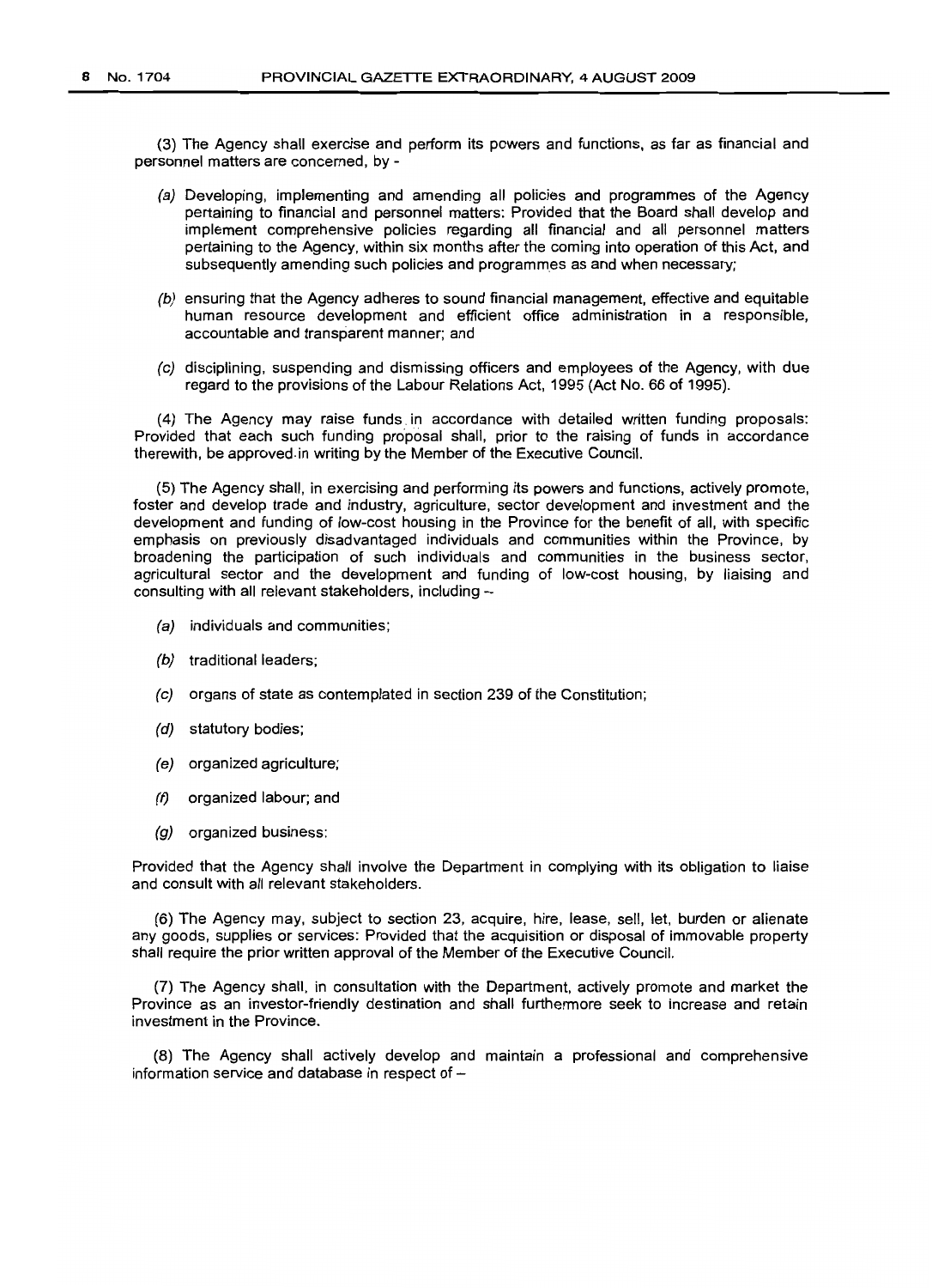(3) The Agency shall exercise and perform its powers and functions, as far as financial and personnel matters are concerned, by -

*(a)* Developing, implementing and amending all policies and programmes of the Agency pertaining to financial and personnel matters: Provided that the Board shall develop and implement comprehensive policies regarding all financial and all personnel matters pertaining to the Agency, within six months after the coming into operation of this Act, and subsequently amending such policies and programmes as and when necessary;

*(b)* ensuring that the Agency adheres to sound financial management, effective and equitable human resource development and efficient office administration in a responsible, accountable and transparent manner; and

*(c)* disciplining, suspending and dismissing officers and employees of the Agency, with due regard to the provisions of the Labour Relations Act, 1995 (Act No. 66 of 1995).

(4) The Agency may raise funds in accordance with detailed written funding proposals: Provided that each such funding proposal shall, prior to the raising of funds in accordance therewith, be approved in writing by the Member of the Executive Council.

(5) The Agency shall, in exercising and performing its powers and functions, actively promote, foster and develop trade and industry, agriculture, sector development and investment and the development and funding of low-cost housing in the Province for the benefit of all, with specific emphasis on previously disadvantaged individuals and communities within the Province, by broadening the participation of such individuals and communities in the business sector, agricultural sector and the development and funding of low-cost housing, by liaising and consulting with all relevant stakeholders, including --

*(a)* individuals and communities;

*(b)* traditional leaders;

*(c)* organs of state as contemplated in section 239 of the Constitution;

*(d)* statutory bodies;

*(e)* organized agriculture;

*(f)* organized labour; and

*(g)* organized business:

Provided that the Agency shall involve the Department in complying with its obligation to liaise and consult with all relevant stakeholders.

(6) The Agency may, subject to section 23, acquire, hire, lease, sell, let, burden or alienate any goods, supplies or services: Provided that the acquisition or disposal of immovable property shall require the prior written approval of the Member of the Executive Council.

(7) The Agency shall, in consultation with the Department, actively promote and market the Province as an investor-friendly destination and shall furthermore seek to increase and retain investment in the Province.

(8) The Agency shall actively develop and maintain a professional and comprehensive information service and database in respect of –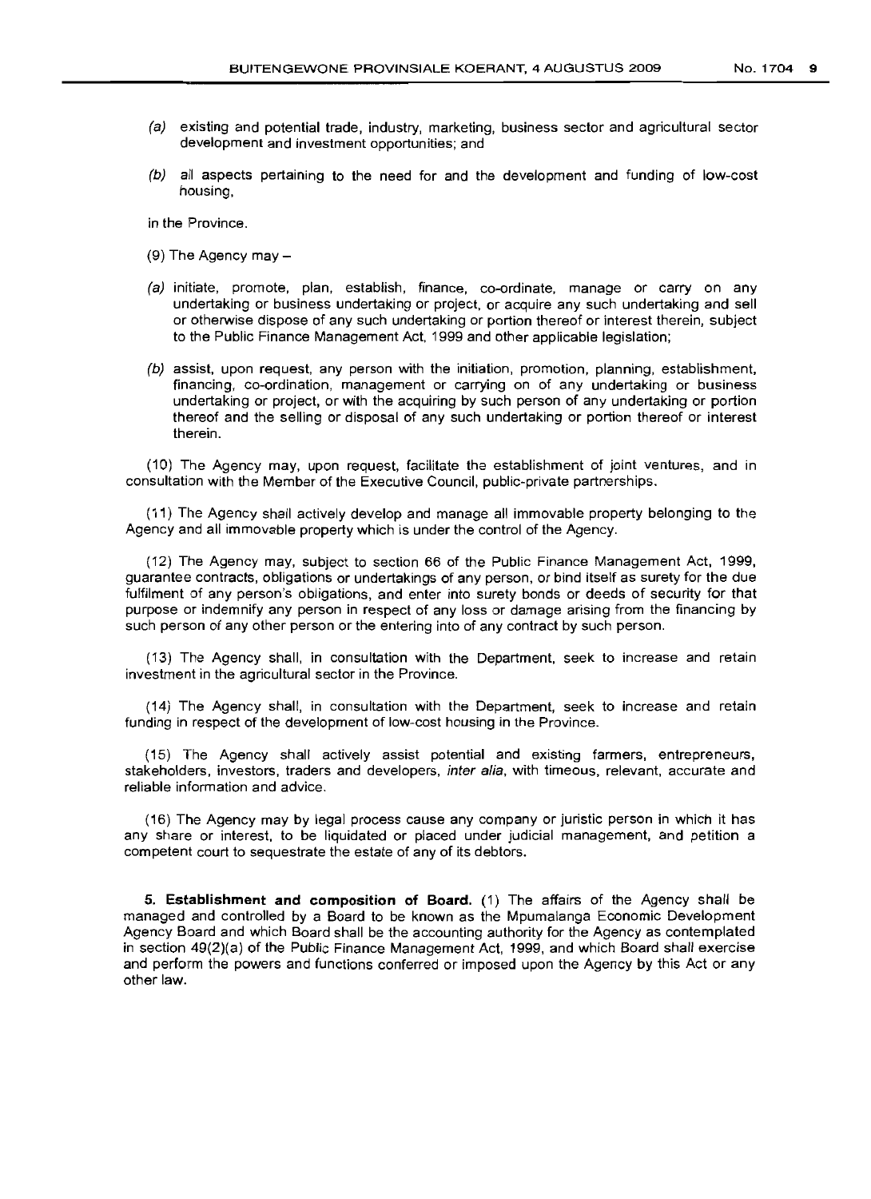(a) existing and potential trade, industry, marketing, business sector and agricultural sector development and investment opportunities; and

(b) all aspects pertaining to the need for and the development and funding of low-cost housing,

in the Province.

(9) The Agency may –

(a) initiate, promote, plan, establish, finance, co-ordinate, manage or carry on any undertaking or business undertaking or project, or acquire any such undertaking and sell or otherwise dispose of any such undertaking or portion thereof or interest therein, subject to the Public Finance Management Act, 1999 and other applicable legislation;

(b) assist, upon request, any person with the initiation, promotion, planning, establishment, financing, co-ordination, management or carrying on of any undertaking or business undertaking or project, or with the acquiring by such person of any undertaking or portion thereof and the selling or disposal of any such undertaking or portion thereof or interest therein.

(10) The Agency may, upon request, facilitate the establishment of joint ventures, and in consultation with the Member of the Executive Council, public-private partnerships.

(11) The Agency shall actively develop and manage all immovable property belonging to the Agency and all immovable property which is under the control of the Agency.

(12) The Agency may, subject to section 66 of the Public Finance Management Act, 1999, guarantee contracts, obligations or undertakings of any person, or bind itself as surety for the due fulfilment of any person's obligations, and enter into surety bonds or deeds of security for that purpose or indemnify any person in respect of any loss or damage arising from the financing by such person of any other person or the entering into of any contract by such person.

(13) The Agency shall, in consultation with the Department, seek to increase and retain investment in the agricultural sector in the Province.

(14) The Agency shall, in consultation with the Department, seek to increase and retain funding in respect of the development of low-cost housing in the Province.

(15) The Agency shall actively assist potential and existing farmers, entrepreneurs, stakeholders, investors, traders and developers, *inter alia*, with timeous, relevant, accurate and reliable information and advice.

(16) The Agency may by legal process cause any company or juristic person in which it has any share or interest, to be liquidated or placed under judicial management, and petition a competent court to sequestrate the estate of any of its debtors.

**5. Establishment and composition of Board.** (1) The affairs of the Agency shall be managed and controlled by a Board to be known as the Mpumalanga Economic Development Agency Board and which Board shall be the accounting authority for the Agency as contemplated in section 49(2)(a) of the Public Finance Management Act, 1999, and which Board shall exercise and perform the powers and functions conferred or imposed upon the Agency by this Act or any other law.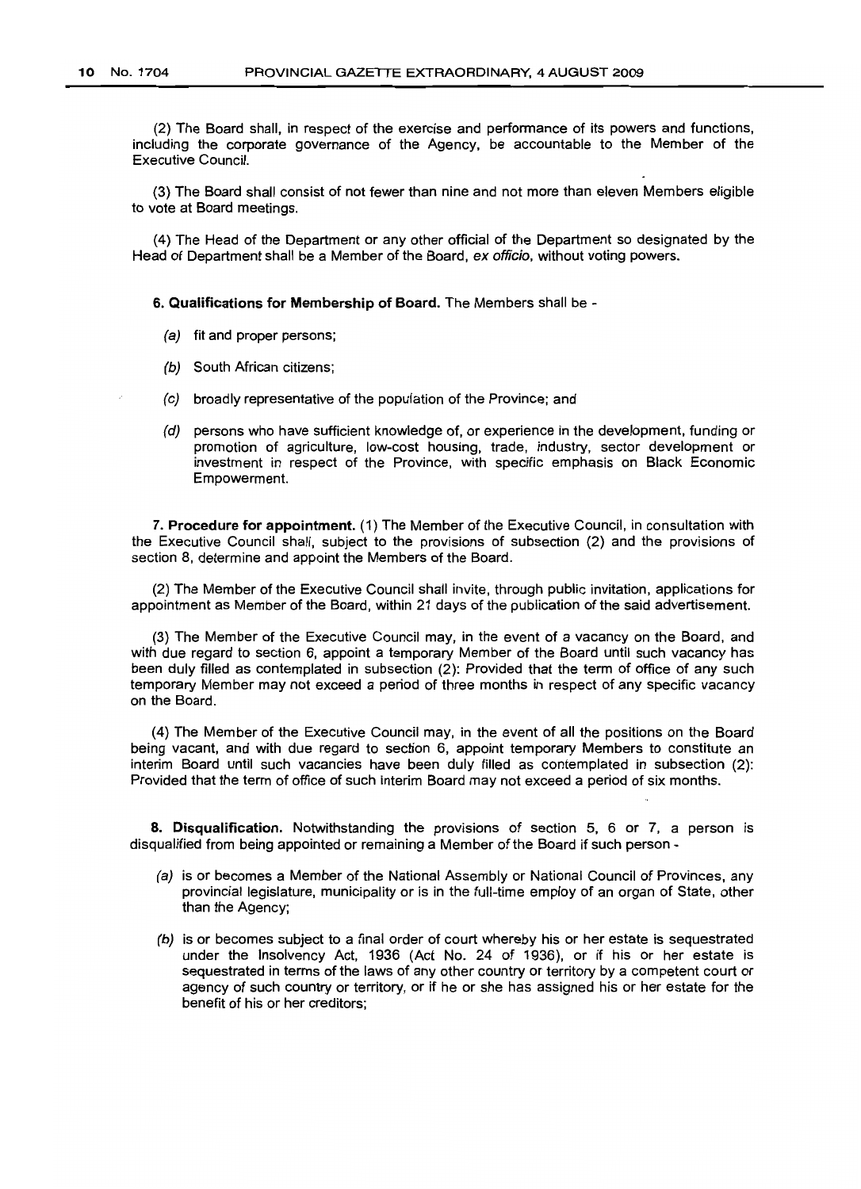(2) The Board shall, in respect of the exercise and performance of its powers and functions, including the corporate governance of the Agency, be accountable to the Member of the Executive Council.

(3) The Board shall consist of not fewer than nine and not more than eleven Members eligible to vote at Board meetings.

(4) The Head of the Department or any other official of the Department so designated by the Head of Department shall be a Member of the Board, *ex officio*, without voting powers.

**6. Qualifications for Membership of Board.** The Members shall be -

(a) fit and proper persons;

(b) South African citizens;

(c) broadly representative of the population of the Province; and

(d) persons who have sufficient knowledge of, or experience in the development, funding or promotion of agriculture, low-cost housing, trade, industry, sector development or investment in respect of the Province, with specific emphasis on Black Economic Empowerment.

**7. Procedure for appointment.** (1) The Member of the Executive Council, in consultation with the Executive Council shall, subject to the provisions of subsection (2) and the provisions of section 8, determine and appoint the Members of the Board.

(2) The Member of the Executive Council shall invite, through public invitation, applications for appointment as Member of the Board, within 21 days of the publication of the said advertisement.

(3) The Member of the Executive Council may, in the event of a vacancy on the Board, and with due regard to section 6, appoint a temporary Member of the Board until such vacancy has been duly filled as contemplated in subsection (2): Provided that the term of office of any such temporary Member may not exceed a period of three months in respect of any specific vacancy on the Board.

(4) The Member of the Executive Council may, in the event of all the positions on the Board being vacant, and with due regard to section 6, appoint temporary Members to constitute an interim Board until such vacancies have been duly filled as contemplated in subsection (2): Provided that the term of office of such interim Board may not exceed a period of six months.

**8. Disqualification.** Notwithstanding the provisions of section 5, 6 or 7, a person is disqualified from being appointed or remaining a Member of the Board if such person -

(a) is or becomes a Member of the National Assembly or National Council of Provinces, any provincial legislature, municipality or is in the full-time employ of an organ of State, other than the Agency;

(b) is or becomes subject to a final order of court whereby his or her estate is sequestrated under the Insolvency Act, 1936 (Act No. 24 of 1936), or if his or her estate is sequestrated in terms of the laws of any other country or territory by a competent court or agency of such country or territory, or if he or she has assigned his or her estate for the benefit of his or her creditors;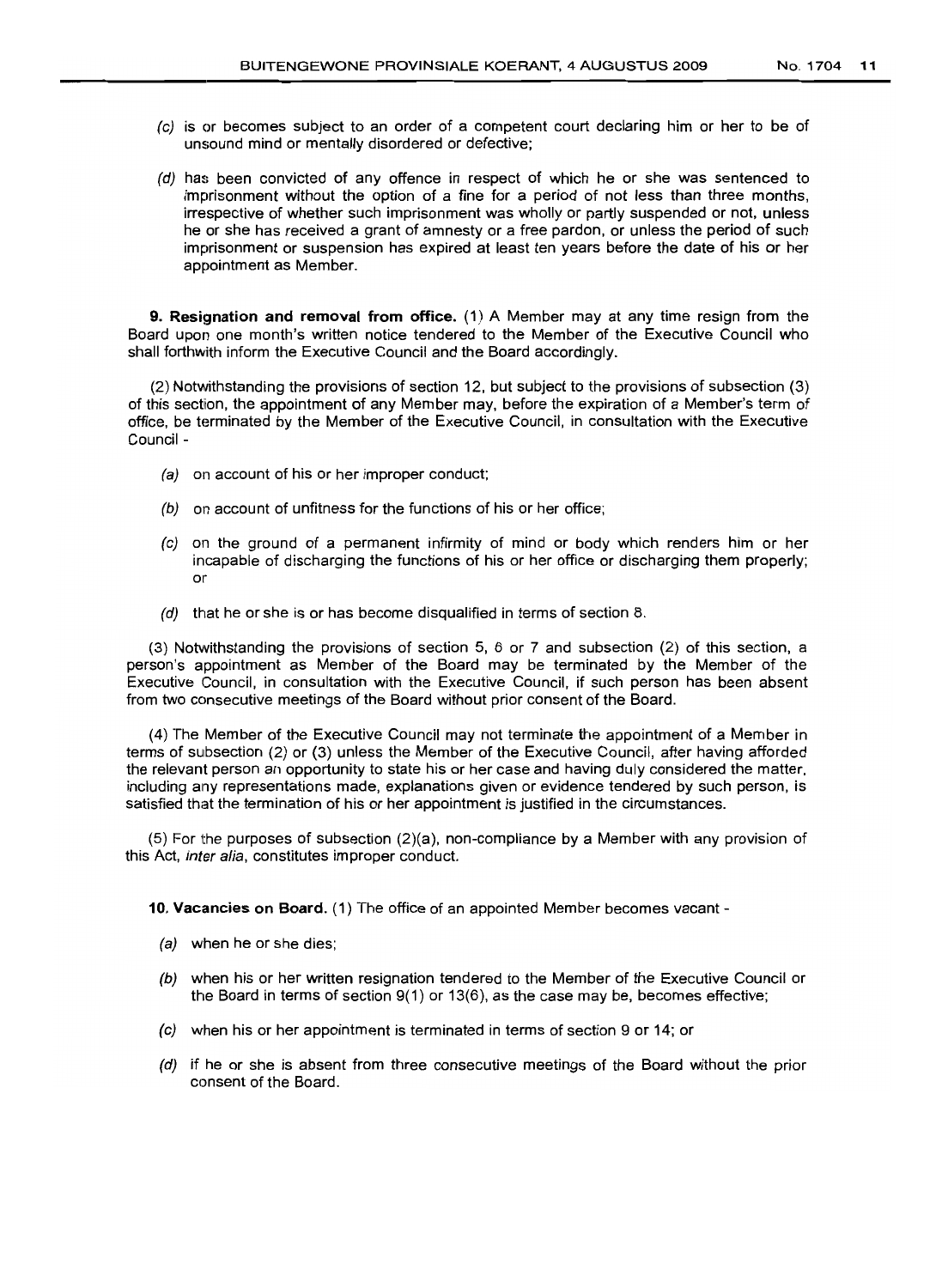(c) is or becomes subject to an order of a competent court declaring him or her to be of unsound mind or mentally disordered or defective;

(d) has been convicted of any offence in respect of which he or she was sentenced to imprisonment without the option of a fine for a period of not less than three months, irrespective of whether such imprisonment was wholly or partly suspended or not, unless he or she has received a grant of amnesty or a free pardon, or unless the period of such imprisonment or suspension has expired at least ten years before the date of his or her appointment as Member.

**9. Resignation and removal from office.** (1) A Member may at any time resign from the Board upon one month's written notice tendered to the Member of the Executive Council who shall forthwith inform the Executive Council and the Board accordingly.

(2) Notwithstanding the provisions of section 12, but subject to the provisions of subsection (3) of this section, the appointment of any Member may, before the expiration of a Member's term of office, be terminated by the Member of the Executive Council, in consultation with the Executive Council -

(a) on account of his or her improper conduct;

(b) on account of unfitness for the functions of his or her office;

(c) on the ground of a permanent infirmity of mind or body which renders him or her incapable of discharging the functions of his or her office or discharging them properly; or

(d) that he or she is or has become disqualified in terms of section 8.

(3) Notwithstanding the provisions of section 5, 6 or 7 and subsection (2) of this section, a person's appointment as Member of the Board may be terminated by the Member of the Executive Council, in consultation with the Executive Council, if such person has been absent from two consecutive meetings of the Board without prior consent of the Board.

(4) The Member of the Executive Council may not terminate the appointment of a Member in terms of subsection (2) or (3) unless the Member of the Executive Council, after having afforded the relevant person an opportunity to state his or her case and having duly considered the matter, including any representations made, explanations given or evidence tendered by such person, is satisfied that the termination of his or her appointment is justified in the circumstances.

(5) For the purposes of subsection (2)(a), non-compliance by a Member with any provision of this Act, *inter alia*, constitutes improper conduct.

**10. Vacancies on Board.** (1) The office of an appointed Member becomes vacant -

(a) when he or she dies;

(b) when his or her written resignation tendered to the Member of the Executive Council or the Board in terms of section 9(1) or 13(6), as the case may be, becomes effective;

(c) when his or her appointment is terminated in terms of section 9 or 14; or

(d) if he or she is absent from three consecutive meetings of the Board without the prior consent of the Board.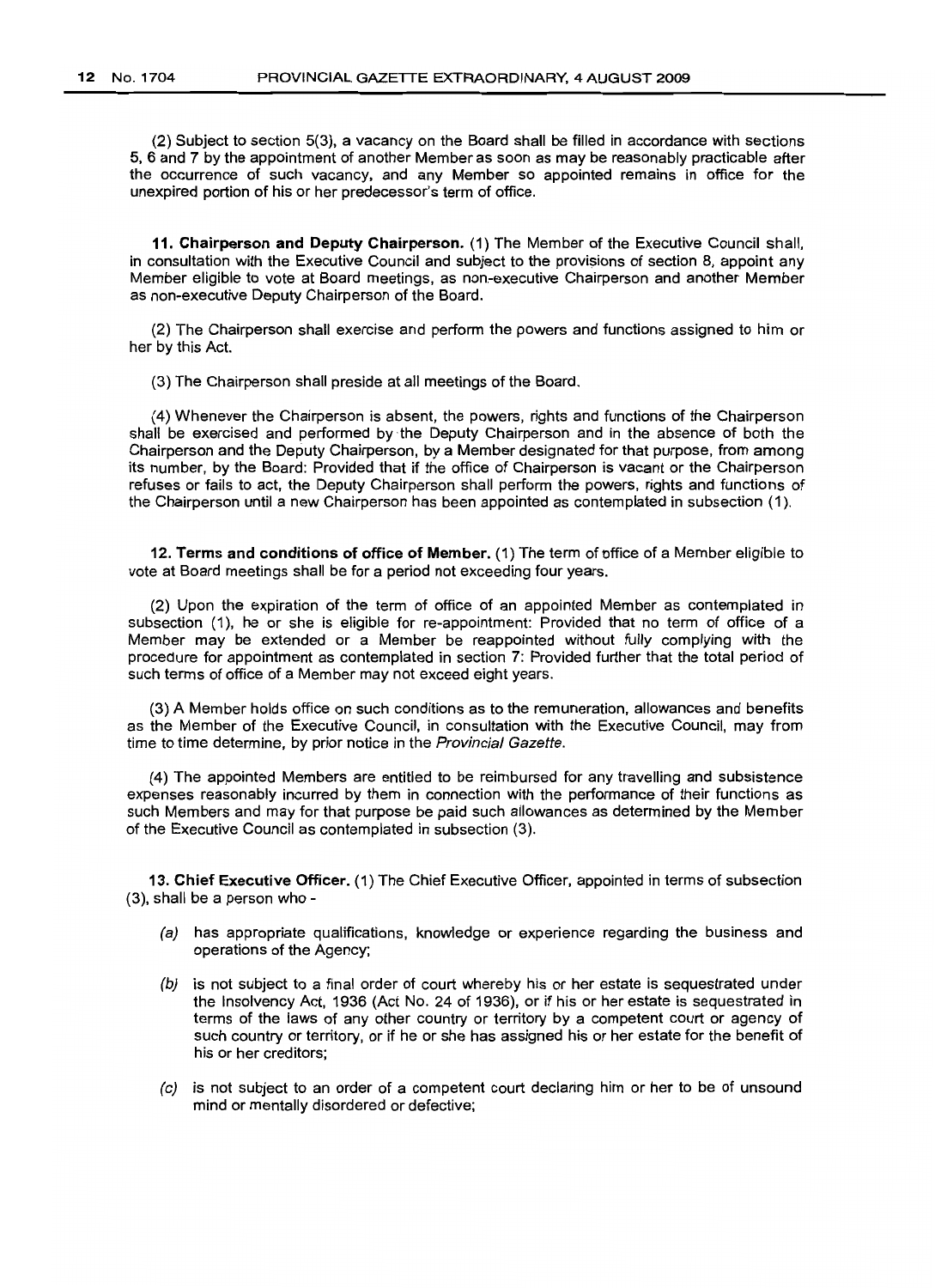(2) Subject to section 5(3), a vacancy on the Board shall be filled in accordance with sections 5, 6 and 7 by the appointment of another Member as soon as may be reasonably practicable after the occurrence of such vacancy, and any Member so appointed remains in office for the unexpired portion of his or her predecessor's term of office.

**11. Chairperson and Deputy Chairperson.** (1) The Member of the Executive Council shall, in consultation with the Executive Council and subject to the provisions of section 8, appoint any Member eligible to vote at Board meetings, as non-executive Chairperson and another Member as non-executive Deputy Chairperson of the Board.

(2) The Chairperson shall exercise and perform the powers and functions assigned to him or her by this Act.

(3) The Chairperson shall preside at all meetings of the Board.

(4) Whenever the Chairperson is absent, the powers, rights and functions of the Chairperson shall be exercised and performed by the Deputy Chairperson and in the absence of both the Chairperson and the Deputy Chairperson, by a Member designated for that purpose, from among its number, by the Board: Provided that if the office of Chairperson is vacant or the Chairperson refuses or fails to act, the Deputy Chairperson shall perform the powers, rights and functions of the Chairperson until a new Chairperson has been appointed as contemplated in subsection (1).

**12. Terms and conditions of office of Member.** (1) The term of office of a Member eligible to vote at Board meetings shall be for a period not exceeding four years.

(2) Upon the expiration of the term of office of an appointed Member as contemplated in subsection (1), he or she is eligible for re-appointment: Provided that no term of office of a Member may be extended or a Member be reappointed without fully complying with the procedure for appointment as contemplated in section 7: Provided further that the total period of such terms of office of a Member may not exceed eight years.

(3) A Member holds office on such conditions as to the remuneration, allowances and benefits as the Member of the Executive Council, in consultation with the Executive Council, may from time to time determine, by prior notice in the *Provincial Gazette*.

(4) The appointed Members are entitled to be reimbursed for any travelling and subsistence expenses reasonably incurred by them in connection with the performance of their functions as such Members and may for that purpose be paid such allowances as determined by the Member of the Executive Council as contemplated in subsection (3).

**13. Chief Executive Officer.** (1) The Chief Executive Officer, appointed in terms of subsection (3), shall be a person who -

- *(a)* has appropriate qualifications, knowledge or experience regarding the business and operations of the Agency;
- *(b)* is not subject to a final order of court whereby his or her estate is sequestrated under the Insolvency Act, 1936 (Act No. 24 of 1936), or if his or her estate is sequestrated in terms of the laws of any other country or territory by a competent court or agency of such country or territory, or if he or she has assigned his or her estate for the benefit of his or her creditors;
- *(c)* is not subject to an order of a competent court declaring him or her to be of unsound mind or mentally disordered or defective;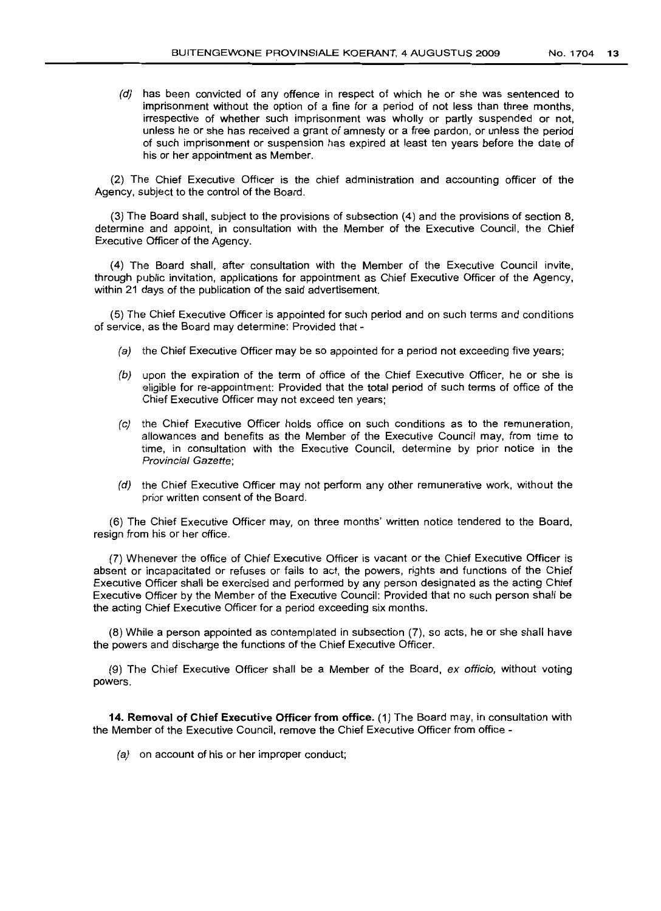(*d*) has been convicted of any offence in respect of which he or she was sentenced to imprisonment without the option of a fine for a period of not less than three months, irrespective of whether such imprisonment was wholly or partly suspended or not, unless he or she has received a grant of amnesty or a free pardon, or unless the period of such imprisonment or suspension has expired at least ten years before the date of his or her appointment as Member.

(2) The Chief Executive Officer is the chief administration and accounting officer of the Agency, subject to the control of the Board.

(3) The Board shall, subject to the provisions of subsection (4) and the provisions of section 8, determine and appoint, in consultation with the Member of the Executive Council, the Chief Executive Officer of the Agency.

(4) The Board shall, after consultation with the Member of the Executive Council invite, through public invitation, applications for appointment as Chief Executive Officer of the Agency, within 21 days of the publication of the said advertisement.

(5) The Chief Executive Officer is appointed for such period and on such terms and conditions of service, as the Board may determine: Provided that -

(*a*) the Chief Executive Officer may be so appointed for a period not exceeding five years;

(*b*) upon the expiration of the term of office of the Chief Executive Officer, he or she is eligible for re-appointment: Provided that the total period of such terms of office of the Chief Executive Officer may not exceed ten years;

(*c*) the Chief Executive Officer holds office on such conditions as to the remuneration, allowances and benefits as the Member of the Executive Council may, from time to time, in consultation with the Executive Council, determine by prior notice in the *Provincial Gazette*;

(*d*) the Chief Executive Officer may not perform any other remunerative work, without the prior written consent of the Board.

(6) The Chief Executive Officer may, on three months' written notice tendered to the Board, resign from his or her office.

(7) Whenever the office of Chief Executive Officer is vacant or the Chief Executive Officer is absent or incapacitated or refuses or fails to act, the powers, rights and functions of the Chief Executive Officer shall be exercised and performed by any person designated as the acting Chief Executive Officer by the Member of the Executive Council: Provided that no such person shall be the acting Chief Executive Officer for a period exceeding six months.

(8) While a person appointed as contemplated in subsection (7), so acts, he or she shall have the powers and discharge the functions of the Chief Executive Officer.

(9) The Chief Executive Officer shall be a Member of the Board, *ex officio*, without voting powers.

**14. Removal of Chief Executive Officer from office.** (1) The Board may, in consultation with the Member of the Executive Council, remove the Chief Executive Officer from office -

(*a*) on account of his or her improper conduct;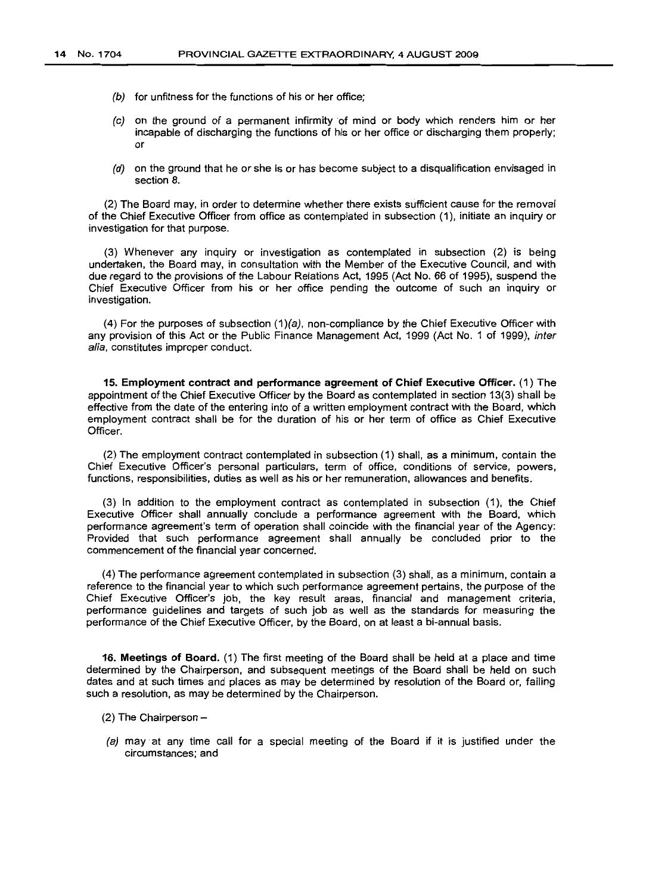(*b*) for unfitness for the functions of his or her office;

(*c*) on the ground of a permanent infirmity of mind or body which renders him or her incapable of discharging the functions of his or her office or discharging them properly; or

(*d*) on the ground that he or she is or has become subject to a disqualification envisaged in section 8.

(2) The Board may, in order to determine whether there exists sufficient cause for the removal of the Chief Executive Officer from office as contemplated in subsection (1), initiate an inquiry or investigation for that purpose.

(3) Whenever any inquiry or investigation as contemplated in subsection (2) is being undertaken, the Board may, in consultation with the Member of the Executive Council, and with due regard to the provisions of the Labour Relations Act, 1995 (Act No. 66 of 1995), suspend the Chief Executive Officer from his or her office pending the outcome of such an inquiry or investigation.

(4) For the purposes of subsection (1)*(a)*, non-compliance by the Chief Executive Officer with any provision of this Act or the Public Finance Management Act, 1999 (Act No. 1 of 1999), *inter alia*, constitutes improper conduct.

**15. Employment contract and performance agreement of Chief Executive Officer.** (1) The appointment of the Chief Executive Officer by the Board as contemplated in section 13(3) shall be effective from the date of the entering into of a written employment contract with the Board, which employment contract shall be for the duration of his or her term of office as Chief Executive Officer.

(2) The employment contract contemplated in subsection (1) shall, as a minimum, contain the Chief Executive Officer's personal particulars, term of office, conditions of service, powers, functions, responsibilities, duties as well as his or her remuneration, allowances and benefits.

(3) In addition to the employment contract as contemplated in subsection (1), the Chief Executive Officer shall annually conclude a performance agreement with the Board, which performance agreement's term of operation shall coincide with the financial year of the Agency: Provided that such performance agreement shall annually be concluded prior to the commencement of the financial year concerned.

(4) The performance agreement contemplated in subsection (3) shall, as a minimum, contain a reference to the financial year to which such performance agreement pertains, the purpose of the Chief Executive Officer's job, the key result areas, financial and management criteria, performance guidelines and targets of such job as well as the standards for measuring the performance of the Chief Executive Officer, by the Board, on at least a bi-annual basis.

**16. Meetings of Board.** (1) The first meeting of the Board shall be held at a place and time determined by the Chairperson, and subsequent meetings of the Board shall be held on such dates and at such times and places as may be determined by resolution of the Board or, failing such a resolution, as may be determined by the Chairperson.

(2) The Chairperson –

(*a*) may at any time call for a special meeting of the Board if it is justified under the circumstances; and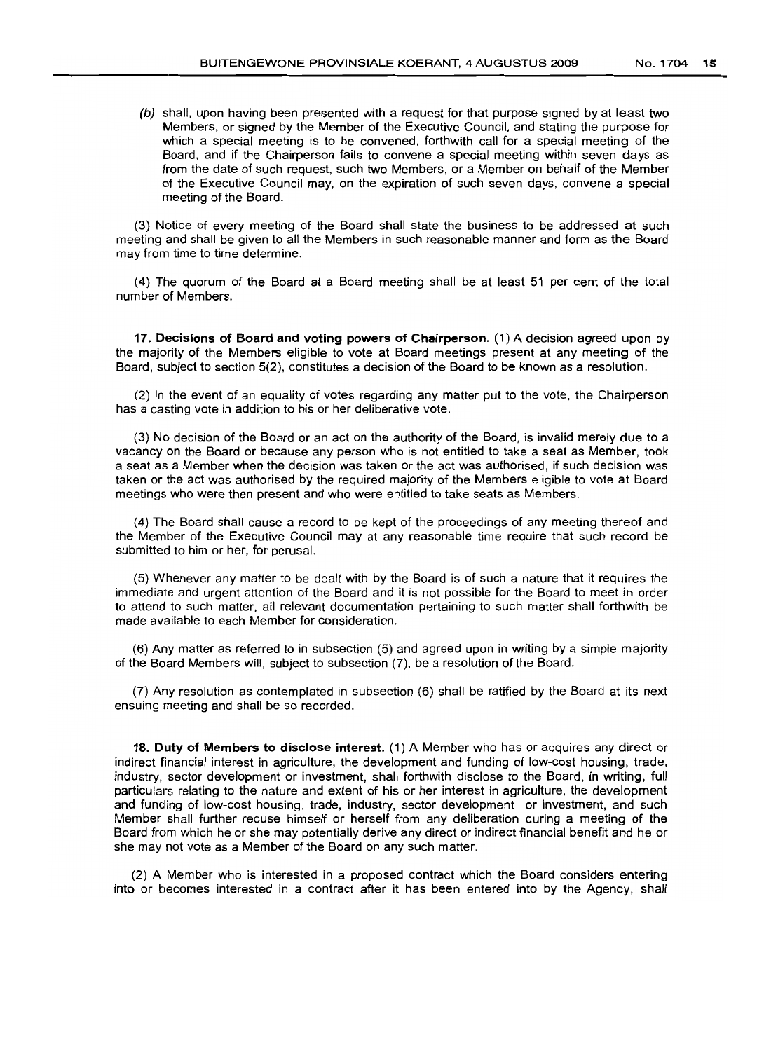*(b)* shall, upon having been presented with a request for that purpose signed by at least two Members, or signed by the Member of the Executive Council, and stating the purpose for which a special meeting is to be convened, forthwith call for a special meeting of the Board, and if the Chairperson fails to convene a special meeting within seven days as from the date of such request, such two Members, or a Member on behalf of the Member of the Executive Council may, on the expiration of such seven days, convene a special meeting of the Board.

(3) Notice of every meeting of the Board shall state the business to be addressed at such meeting and shall be given to all the Members in such reasonable manner and form as the Board may from time to time determine.

(4) The quorum of the Board at a Board meeting shall be at least 51 per cent of the total number of Members.

**17. Decisions of Board and voting powers of Chairperson.** (1) A decision agreed upon by the majority of the Members eligible to vote at Board meetings present at any meeting of the Board, subject to section 5(2), constitutes a decision of the Board to be known as a resolution.

(2) In the event of an equality of votes regarding any matter put to the vote, the Chairperson has a casting vote in addition to his or her deliberative vote.

(3) No decision of the Board or an act on the authority of the Board, is invalid merely due to a vacancy on the Board or because any person who is not entitled to take a seat as Member, took a seat as a Member when the decision was taken or the act was authorised, if such decision was taken or the act was authorised by the required majority of the Members eligible to vote at Board meetings who were then present and who were entitled to take seats as Members.

(4) The Board shall cause a record to be kept of the proceedings of any meeting thereof and the Member of the Executive Council may at any reasonable time require that such record be submitted to him or her, for perusal.

(5) Whenever any matter to be dealt with by the Board is of such a nature that it requires the immediate and urgent attention of the Board and it is not possible for the Board to meet in order to attend to such matter, all relevant documentation pertaining to such matter shall forthwith be made available to each Member for consideration.

(6) Any matter as referred to in subsection (5) and agreed upon in writing by a simple majority of the Board Members will, subject to subsection (7), be a resolution of the Board.

(7) Any resolution as contemplated in subsection (6) shall be ratified by the Board at its next ensuing meeting and shall be so recorded.

**18. Duty of Members to disclose interest.** (1) A Member who has or acquires any direct or indirect financial interest in agriculture, the development and funding of low-cost housing, trade, industry, sector development or investment, shall forthwith disclose to the Board, in writing, full particulars relating to the nature and extent of his or her interest in agriculture, the development and funding of low-cost housing, trade, industry, sector development or investment, and such Member shall further recuse himself or herself from any deliberation during a meeting of the Board from which he or she may potentially derive any direct or indirect financial benefit and he or she may not vote as a Member of the Board on any such matter.

(2) A Member who is interested in a proposed contract which the Board considers entering into or becomes interested in a contract after it has been entered into by the Agency, shall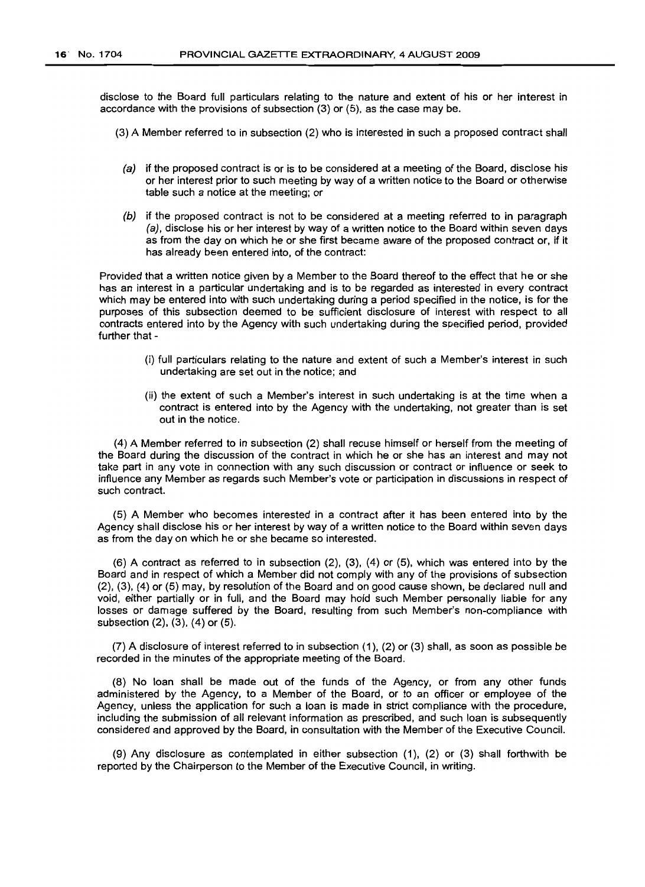disclose to the Board full particulars relating to the nature and extent of his or her interest in accordance with the provisions of subsection (3) or (5), as the case may be.

(3) A Member referred to in subsection (2) who is interested in such a proposed contract shall

*(a)* if the proposed contract is or is to be considered at a meeting of the Board, disclose his or her interest prior to such meeting by way of a written notice to the Board or otherwise table such a notice at the meeting; or

*(b)* if the proposed contract is not to be considered at a meeting referred to in paragraph *(a)*, disclose his or her interest by way of a written notice to the Board within seven days as from the day on which he or she first became aware of the proposed contract or, if it has already been entered into, of the contract:

Provided that a written notice given by a Member to the Board thereof to the effect that he or she has an interest in a particular undertaking and is to be regarded as interested in every contract which may be entered into with such undertaking during a period specified in the notice, is for the purposes of this subsection deemed to be sufficient disclosure of interest with respect to all contracts entered into by the Agency with such undertaking during the specified period, provided further that -

(i) full particulars relating to the nature and extent of such a Member's interest in such undertaking are set out in the notice; and

(ii) the extent of such a Member's interest in such undertaking is at the time when a contract is entered into by the Agency with the undertaking, not greater than is set out in the notice.

(4) A Member referred to in subsection (2) shall recuse himself or herself from the meeting of the Board during the discussion of the contract in which he or she has an interest and may not take part in any vote in connection with any such discussion or contract or influence or seek to influence any Member as regards such Member's vote or participation in discussions in respect of such contract.

(5) A Member who becomes interested in a contract after it has been entered into by the Agency shall disclose his or her interest by way of a written notice to the Board within seven days as from the day on which he or she became so interested.

(6) A contract as referred to in subsection (2), (3), (4) or (5), which was entered into by the Board and in respect of which a Member did not comply with any of the provisions of subsection (2), (3), (4) or (5) may, by resolution of the Board and on good cause shown, be declared null and void, either partially or in full, and the Board may hold such Member personally liable for any losses or damage suffered by the Board, resulting from such Member's non-compliance with subsection (2), (3), (4) or (5).

(7) A disclosure of interest referred to in subsection (1), (2) or (3) shall, as soon as possible be recorded in the minutes of the appropriate meeting of the Board.

(8) No loan shall be made out of the funds of the Agency, or from any other funds administered by the Agency, to a Member of the Board, or to an officer or employee of the Agency, unless the application for such a loan is made in strict compliance with the procedure, including the submission of all relevant information as prescribed, and such loan is subsequently considered and approved by the Board, in consultation with the Member of the Executive Council.

(9) Any disclosure as contemplated in either subsection (1), (2) or (3) shall forthwith be reported by the Chairperson to the Member of the Executive Council, in writing.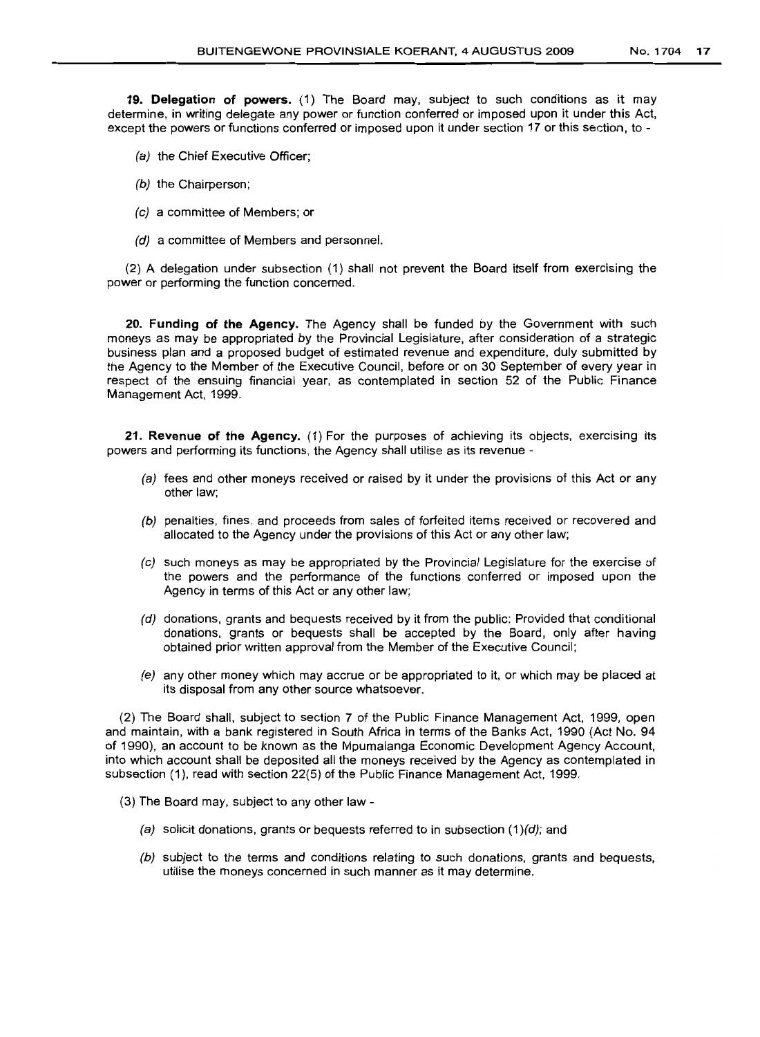**19. Delegation of powers.** (1) The Board may, subject to such conditions as it may determine, in writing delegate any power or function conferred or imposed upon it under this Act, except the powers or functions conferred or imposed upon it under section 17 or this section, to -

*(a)* the Chief Executive Officer;

*(b)* the Chairperson;

*(c)* a committee of Members; or

*(d)* a committee of Members and personnel.

(2) A delegation under subsection (1) shall not prevent the Board itself from exercising the power or performing the function concerned.

**20. Funding of the Agency.** The Agency shall be funded by the Government with such moneys as may be appropriated by the Provincial Legislature, after consideration of a strategic business plan and a proposed budget of estimated revenue and expenditure, duly submitted by the Agency to the Member of the Executive Council, before or on 30 September of every year in respect of the ensuing financial year, as contemplated in section 52 of the Public Finance Management Act, 1999.

**21. Revenue of the Agency.** (1) For the purposes of achieving its objects, exercising its powers and performing its functions, the Agency shall utilise as its revenue -

*(a)* fees and other moneys received or raised by it under the provisions of this Act or any other law;

*(b)* penalties, fines, and proceeds from sales of forfeited items received or recovered and allocated to the Agency under the provisions of this Act or any other law;

*(c)* such moneys as may be appropriated by the Provincial Legislature for the exercise of the powers and the performance of the functions conferred or imposed upon the Agency in terms of this Act or any other law;

*(d)* donations, grants and bequests received by it from the public: Provided that conditional donations, grants or bequests shall be accepted by the Board, only after having obtained prior written approval from the Member of the Executive Council;

*(e)* any other money which may accrue or be appropriated to it, or which may be placed at its disposal from any other source whatsoever.

(2) The Board shall, subject to section 7 of the Public Finance Management Act, 1999, open and maintain, with a bank registered in South Africa in terms of the Banks Act, 1990 (Act No. 94 of 1990), an account to be known as the Mpumalanga Economic Development Agency Account, into which account shall be deposited all the moneys received by the Agency as contemplated in subsection (1), read with section 22(5) of the Public Finance Management Act, 1999.

(3) The Board may, subject to any other law -

*(a)* solicit donations, grants or bequests referred to in subsection (1)*(d)*; and

*(b)* subject to the terms and conditions relating to such donations, grants and bequests, utilise the moneys concerned in such manner as it may determine.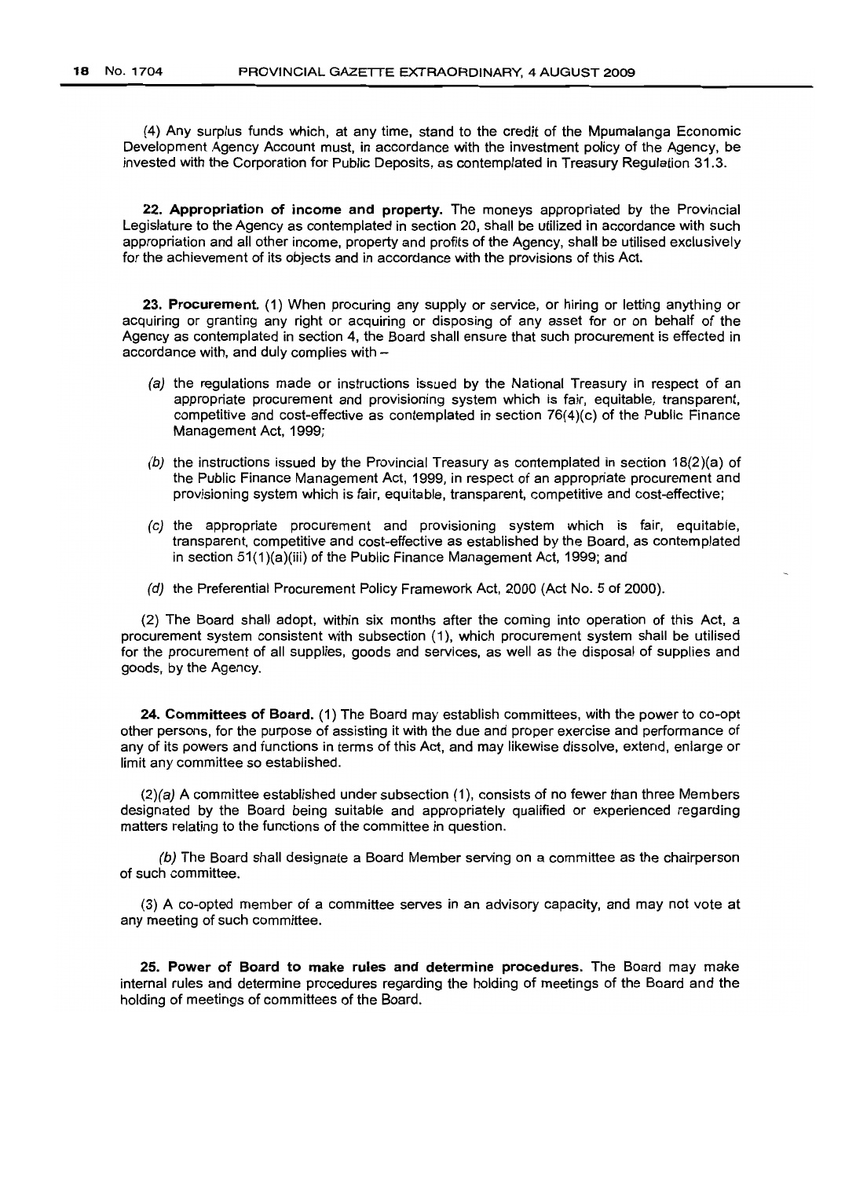(4) Any surplus funds which, at any time, stand to the credit of the Mpumalanga Economic Development Agency Account must, in accordance with the investment policy of the Agency, be invested with the Corporation for Public Deposits, as contemplated in Treasury Regulation 31.3.

**22. Appropriation of income and property.** The moneys appropriated by the Provincial Legislature to the Agency as contemplated in section 20, shall be utilized in accordance with such appropriation and all other income, property and profits of the Agency, shall be utilised exclusively for the achievement of its objects and in accordance with the provisions of this Act.

**23. Procurement.** (1) When procuring any supply or service, or hiring or letting anything or acquiring or granting any right or acquiring or disposing of any asset for or on behalf of the Agency as contemplated in section 4, the Board shall ensure that such procurement is effected in accordance with, and duly complies with –

*(a)* the regulations made or instructions issued by the National Treasury in respect of an appropriate procurement and provisioning system which is fair, equitable, transparent, competitive and cost-effective as contemplated in section 76(4)(c) of the Public Finance Management Act, 1999;

*(b)* the instructions issued by the Provincial Treasury as contemplated in section 18(2)(a) of the Public Finance Management Act, 1999, in respect of an appropriate procurement and provisioning system which is fair, equitable, transparent, competitive and cost-effective;

*(c)* the appropriate procurement and provisioning system which is fair, equitable, transparent, competitive and cost-effective as established by the Board, as contemplated in section 51(1)(a)(iii) of the Public Finance Management Act, 1999; and

*(d)* the Preferential Procurement Policy Framework Act, 2000 (Act No. 5 of 2000).

(2) The Board shall adopt, within six months after the coming into operation of this Act, a procurement system consistent with subsection (1), which procurement system shall be utilised for the procurement of all supplies, goods and services, as well as the disposal of supplies and goods, by the Agency.

**24. Committees of Board.** (1) The Board may establish committees, with the power to co-opt other persons, for the purpose of assisting it with the due and proper exercise and performance of any of its powers and functions in terms of this Act, and may likewise dissolve, extend, enlarge or limit any committee so established.

(2)*(a)* A committee established under subsection (1), consists of no fewer than three Members designated by the Board being suitable and appropriately qualified or experienced regarding matters relating to the functions of the committee in question.

*(b)* The Board shall designate a Board Member serving on a committee as the chairperson of such committee.

(3) A co-opted member of a committee serves in an advisory capacity, and may not vote at any meeting of such committee.

**25. Power of Board to make rules and determine procedures.** The Board may make internal rules and determine procedures regarding the holding of meetings of the Board and the holding of meetings of committees of the Board.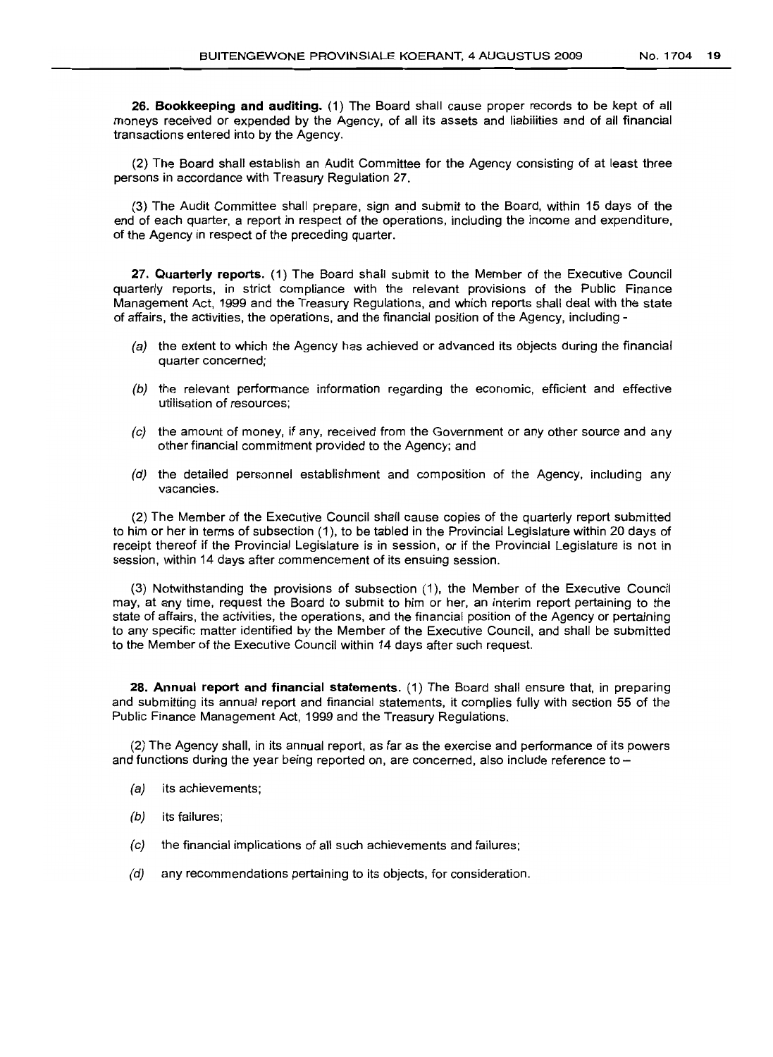**26. Bookkeeping and auditing.** (1) The Board shall cause proper records to be kept of all moneys received or expended by the Agency, of all its assets and liabilities and of all financial transactions entered into by the Agency.

(2) The Board shall establish an Audit Committee for the Agency consisting of at least three persons in accordance with Treasury Regulation 27.

(3) The Audit Committee shall prepare, sign and submit to the Board, within 15 days of the end of each quarter, a report in respect of the operations, including the income and expenditure, of the Agency in respect of the preceding quarter.

**27. Quarterly reports.** (1) The Board shall submit to the Member of the Executive Council quarterly reports, in strict compliance with the relevant provisions of the Public Finance Management Act, 1999 and the Treasury Regulations, and which reports shall deal with the state of affairs, the activities, the operations, and the financial position of the Agency, including -

- *(a)* the extent to which the Agency has achieved or advanced its objects during the financial quarter concerned;
- *(b)* the relevant performance information regarding the economic, efficient and effective utilisation of resources;
- *(c)* the amount of money, if any, received from the Government or any other source and any other financial commitment provided to the Agency; and
- *(d)* the detailed personnel establishment and composition of the Agency, including any vacancies.

(2) The Member of the Executive Council shall cause copies of the quarterly report submitted to him or her in terms of subsection (1), to be tabled in the Provincial Legislature within 20 days of receipt thereof if the Provincial Legislature is in session, or if the Provincial Legislature is not in session, within 14 days after commencement of its ensuing session.

(3) Notwithstanding the provisions of subsection (1), the Member of the Executive Council may, at any time, request the Board to submit to him or her, an interim report pertaining to the state of affairs, the activities, the operations, and the financial position of the Agency or pertaining to any specific matter identified by the Member of the Executive Council, and shall be submitted to the Member of the Executive Council within 14 days after such request.

**28. Annual report and financial statements.** (1) The Board shall ensure that, in preparing and submitting its annual report and financial statements, it complies fully with section 55 of the Public Finance Management Act, 1999 and the Treasury Regulations.

(2) The Agency shall, in its annual report, as far as the exercise and performance of its powers and functions during the year being reported on, are concerned, also include reference to –

- *(a)* its achievements;
- *(b)* its failures;
- *(c)* the financial implications of all such achievements and failures;
- *(d)* any recommendations pertaining to its objects, for consideration.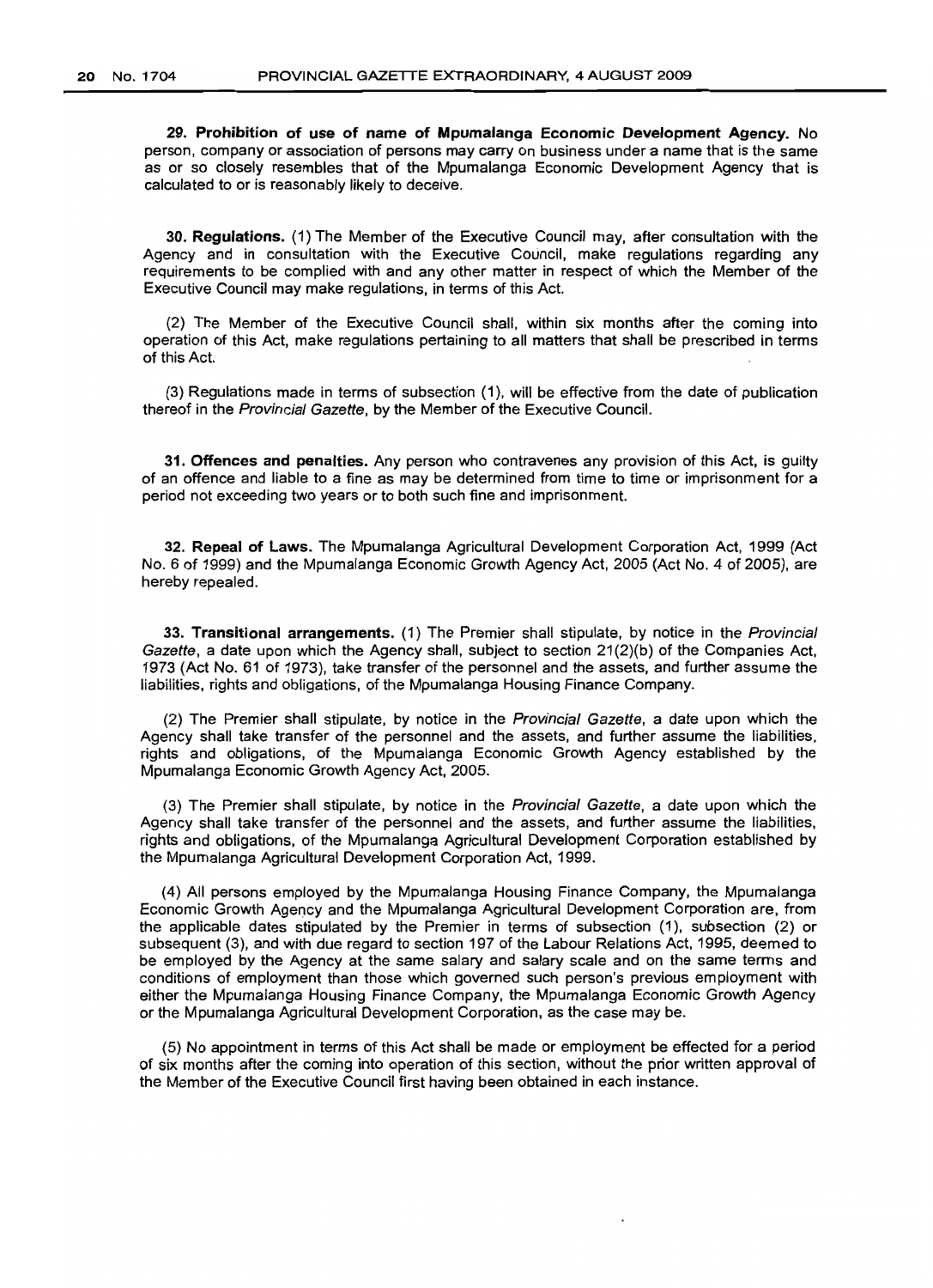**29. Prohibition of use of name of Mpumalanga Economic Development Agency.** No person, company or association of persons may carry on business under a name that is the same as or so closely resembles that of the Mpumalanga Economic Development Agency that is calculated to or is reasonably likely to deceive.

**30. Regulations.** (1) The Member of the Executive Council may, after consultation with the Agency and in consultation with the Executive Council, make regulations regarding any requirements to be complied with and any other matter in respect of which the Member of the Executive Council may make regulations, in terms of this Act.

(2) The Member of the Executive Council shall, within six months after the coming into operation of this Act, make regulations pertaining to all matters that shall be prescribed in terms of this Act.

(3) Regulations made in terms of subsection (1), will be effective from the date of publication thereof in the *Provincial Gazette*, by the Member of the Executive Council.

**31. Offences and penalties.** Any person who contravenes any provision of this Act, is guilty of an offence and liable to a fine as may be determined from time to time or imprisonment for a period not exceeding two years or to both such fine and imprisonment.

**32. Repeal of Laws.** The Mpumalanga Agricultural Development Corporation Act, 1999 (Act No. 6 of 1999) and the Mpumalanga Economic Growth Agency Act, 2005 (Act No. 4 of 2005), are hereby repealed.

**33. Transitional arrangements.** (1) The Premier shall stipulate, by notice in the *Provincial Gazette*, a date upon which the Agency shall, subject to section 21(2)(b) of the Companies Act, 1973 (Act No. 61 of 1973), take transfer of the personnel and the assets, and further assume the liabilities, rights and obligations, of the Mpumalanga Housing Finance Company.

(2) The Premier shall stipulate, by notice in the *Provincial Gazette*, a date upon which the Agency shall take transfer of the personnel and the assets, and further assume the liabilities, rights and obligations, of the Mpumalanga Economic Growth Agency established by the Mpumalanga Economic Growth Agency Act, 2005.

(3) The Premier shall stipulate, by notice in the *Provincial Gazette*, a date upon which the Agency shall take transfer of the personnel and the assets, and further assume the liabilities, rights and obligations, of the Mpumalanga Agricultural Development Corporation established by the Mpumalanga Agricultural Development Corporation Act, 1999.

(4) All persons employed by the Mpumalanga Housing Finance Company, the Mpumalanga Economic Growth Agency and the Mpumalanga Agricultural Development Corporation are, from the applicable dates stipulated by the Premier in terms of subsection (1), subsection (2) or subsequent (3), and with due regard to section 197 of the Labour Relations Act, 1995, deemed to be employed by the Agency at the same salary and salary scale and on the same terms and conditions of employment than those which governed such person's previous employment with either the Mpumalanga Housing Finance Company, the Mpumalanga Economic Growth Agency or the Mpumalanga Agricultural Development Corporation, as the case may be.

(5) No appointment in terms of this Act shall be made or employment be effected for a period of six months after the coming into operation of this section, without the prior written approval of the Member of the Executive Council first having been obtained in each instance.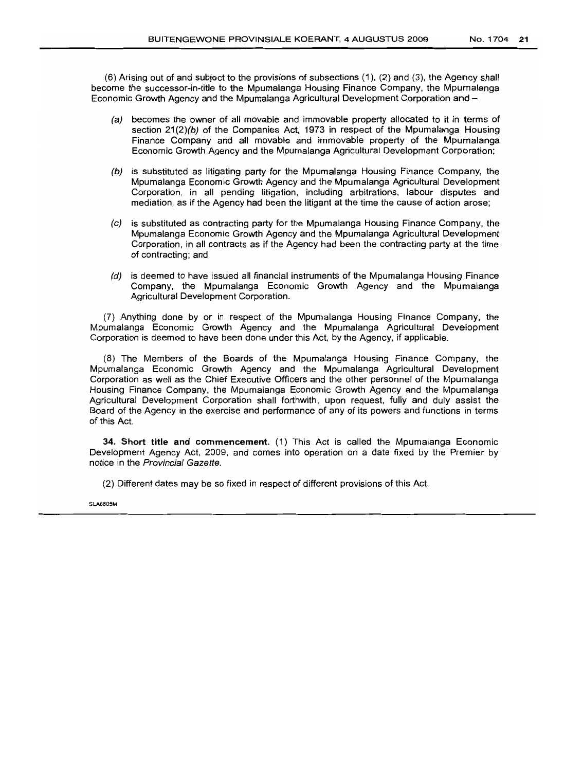(6) Arising out of and subject to the provisions of subsections (1), (2) and (3), the Agency shall become the successor-in-title to the Mpumalanga Housing Finance Company, the Mpumalanga Economic Growth Agency and the Mpumalanga Agricultural Development Corporation and –

- *(a)* becomes the owner of all movable and immovable property allocated to it in terms of section 21(2)*(b)* of the Companies Act, 1973 in respect of the Mpumalanga Housing Finance Company and all movable and immovable property of the Mpumalanga Economic Growth Agency and the Mpumalanga Agricultural Development Corporation;
- *(b)* is substituted as litigating party for the Mpumalanga Housing Finance Company, the Mpumalanga Economic Growth Agency and the Mpumalanga Agricultural Development Corporation, in all pending litigation, including arbitrations, labour disputes and mediation, as if the Agency had been the litigant at the time the cause of action arose;
- *(c)* is substituted as contracting party for the Mpumalanga Housing Finance Company, the Mpumalanga Economic Growth Agency and the Mpumalanga Agricultural Development Corporation, in all contracts as if the Agency had been the contracting party at the time of contracting; and
- *(d)* is deemed to have issued all financial instruments of the Mpumalanga Housing Finance Company, the Mpumalanga Economic Growth Agency and the Mpumalanga Agricultural Development Corporation.

(7) Anything done by or in respect of the Mpumalanga Housing Finance Company, the Mpumalanga Economic Growth Agency and the Mpumalanga Agricultural Development Corporation is deemed to have been done under this Act, by the Agency, if applicable.

(8) The Members of the Boards of the Mpumalanga Housing Finance Company, the Mpumalanga Economic Growth Agency and the Mpumalanga Agricultural Development Corporation as well as the Chief Executive Officers and the other personnel of the Mpumalanga Housing Finance Company, the Mpumalanga Economic Growth Agency and the Mpumalanga Agricultural Development Corporation shall forthwith, upon request, fully and duly assist the Board of the Agency in the exercise and performance of any of its powers and functions in terms of this Act.

**34. Short title and commencement.** (1) This Act is called the Mpumalanga Economic Development Agency Act, 2009, and comes into operation on a date fixed by the Premier by notice in the *Provincial Gazette*.

(2) Different dates may be so fixed in respect of different provisions of this Act.

SLA6805M